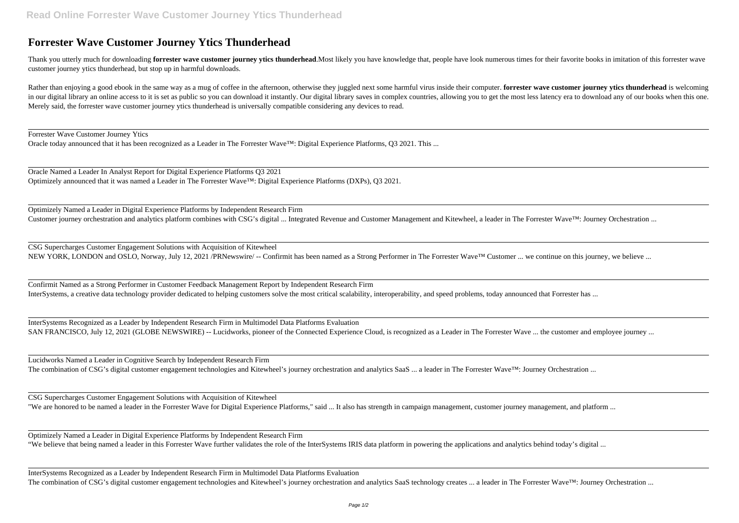# Forrester Wave Customer Journey Ytics Thunderhead

Thank you utterly much for downloading **forrester wave customer journey ytics thunderhead**.Most likely you have knowledge that, people have look numerous times for their favorite books in imitation of this forrester wave customer journey ytics thunderhead, but stop up in harmful downloads.

Rather than enjoying a good ebook in the same way as a mug of coffee in the afternoon, otherwise they juggled next some harmful virus inside their computer. **forrester wave customer journey ytics thunderhead** is welcoming in our digital library an online access to it is set as public so you can download it instantly. Our digital library saves in complex countries, allowing you to get the most less latency era to download any of our books when this one. Merely said, the forrester wave customer journey ytics thunderhead is universally compatible considering any devices to read.

---

Forrester Wave Customer Journey Ytics

Oracle today announced that it has been recognized as a Leader in The Forrester Wave™: Digital Experience Platforms, Q3 2021. This ...

---

Oracle Named a Leader In Analyst Report for Digital Experience Platforms Q3 2021

Optimizely announced that it was named a Leader in The Forrester Wave™: Digital Experience Platforms (DXPs), Q3 2021.

---

Optimizely Named a Leader in Digital Experience Platforms by Independent Research Firm

Customer journey orchestration and analytics platform combines with CSG's digital ... Integrated Revenue and Customer Management and Kitewheel, a leader in The Forrester Wave™: Journey Orchestration ...

---

CSG Supercharges Customer Engagement Solutions with Acquisition of Kitewheel

NEW YORK, LONDON and OSLO, Norway, July 12, 2021 /PRNewswire/ -- Confirmit has been named as a Strong Performer in The Forrester Wave™ Customer ... we continue on this journey, we believe ...

---

Confirmit Named as a Strong Performer in Customer Feedback Management Report by Independent Research Firm

InterSystems, a creative data technology provider dedicated to helping customers solve the most critical scalability, interoperability, and speed problems, today announced that Forrester has ...

---

InterSystems Recognized as a Leader by Independent Research Firm in Multimodel Data Platforms Evaluation

SAN FRANCISCO, July 12, 2021 (GLOBE NEWSWIRE) -- Lucidworks, pioneer of the Connected Experience Cloud, is recognized as a Leader in The Forrester Wave ... the customer and employee journey ...

---

Lucidworks Named a Leader in Cognitive Search by Independent Research Firm

The combination of CSG's digital customer engagement technologies and Kitewheel's journey orchestration and analytics SaaS ... a leader in The Forrester Wave™: Journey Orchestration ...

---

CSG Supercharges Customer Engagement Solutions with Acquisition of Kitewheel

"We are honored to be named a leader in the Forrester Wave for Digital Experience Platforms," said ... It also has strength in campaign management, customer journey management, and platform ...

---

Optimizely Named a Leader in Digital Experience Platforms by Independent Research Firm

"We believe that being named a leader in this Forrester Wave further validates the role of the InterSystems IRIS data platform in powering the applications and analytics behind today's digital ...

---

InterSystems Recognized as a Leader by Independent Research Firm in Multimodel Data Platforms Evaluation

The combination of CSG's digital customer engagement technologies and Kitewheel's journey orchestration and analytics SaaS technology creates ... a leader in The Forrester Wave™: Journey Orchestration ...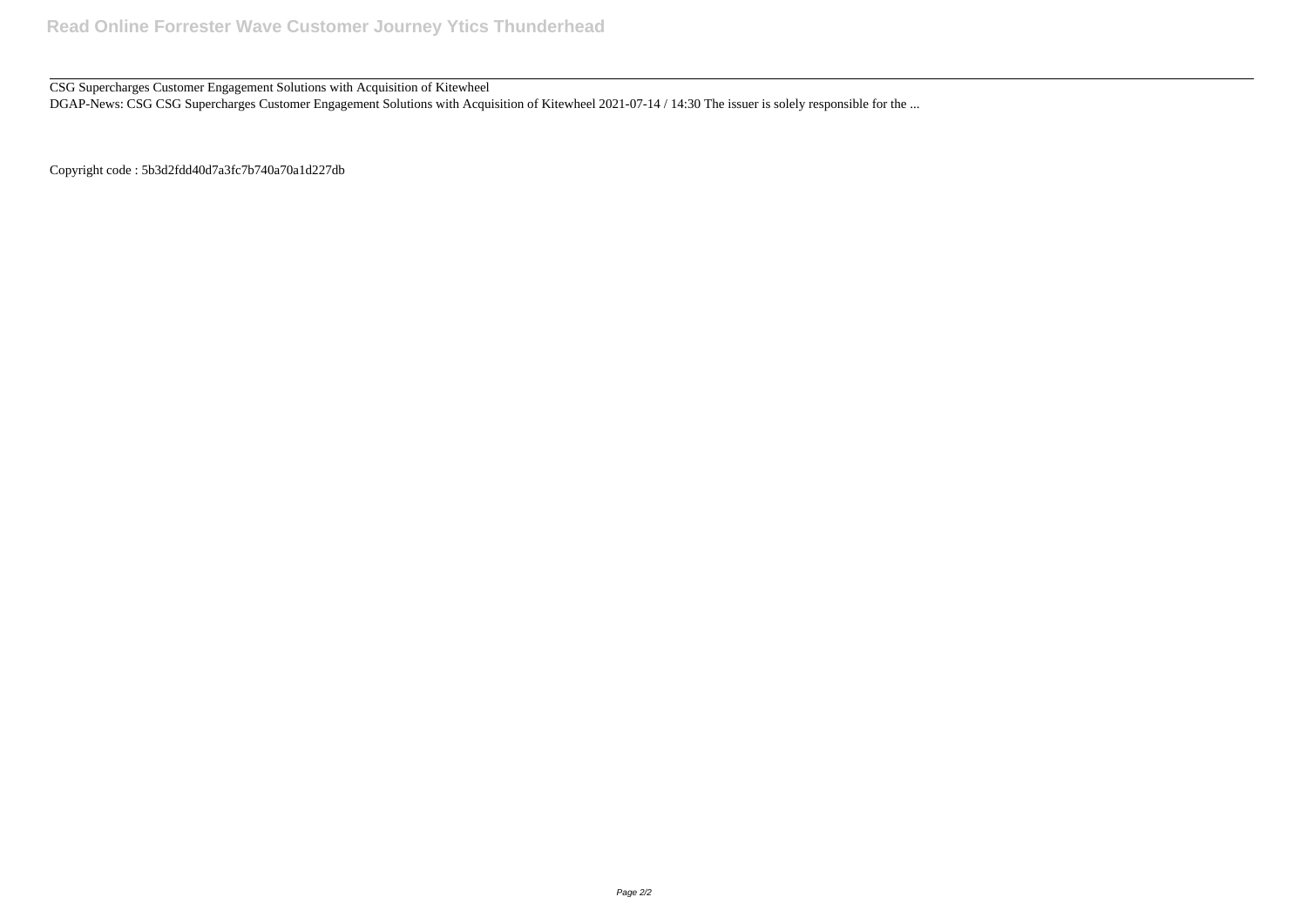CSG Supercharges Customer Engagement Solutions with Acquisition of Kitewheel
DGAP-News: CSG CSG Supercharges Customer Engagement Solutions with Acquisition of Kitewheel 2021-07-14 / 14:30 The issuer is solely responsible for the ...

Copyright code : 5b3d2fdd40d7a3fc7b740a70a1d227db